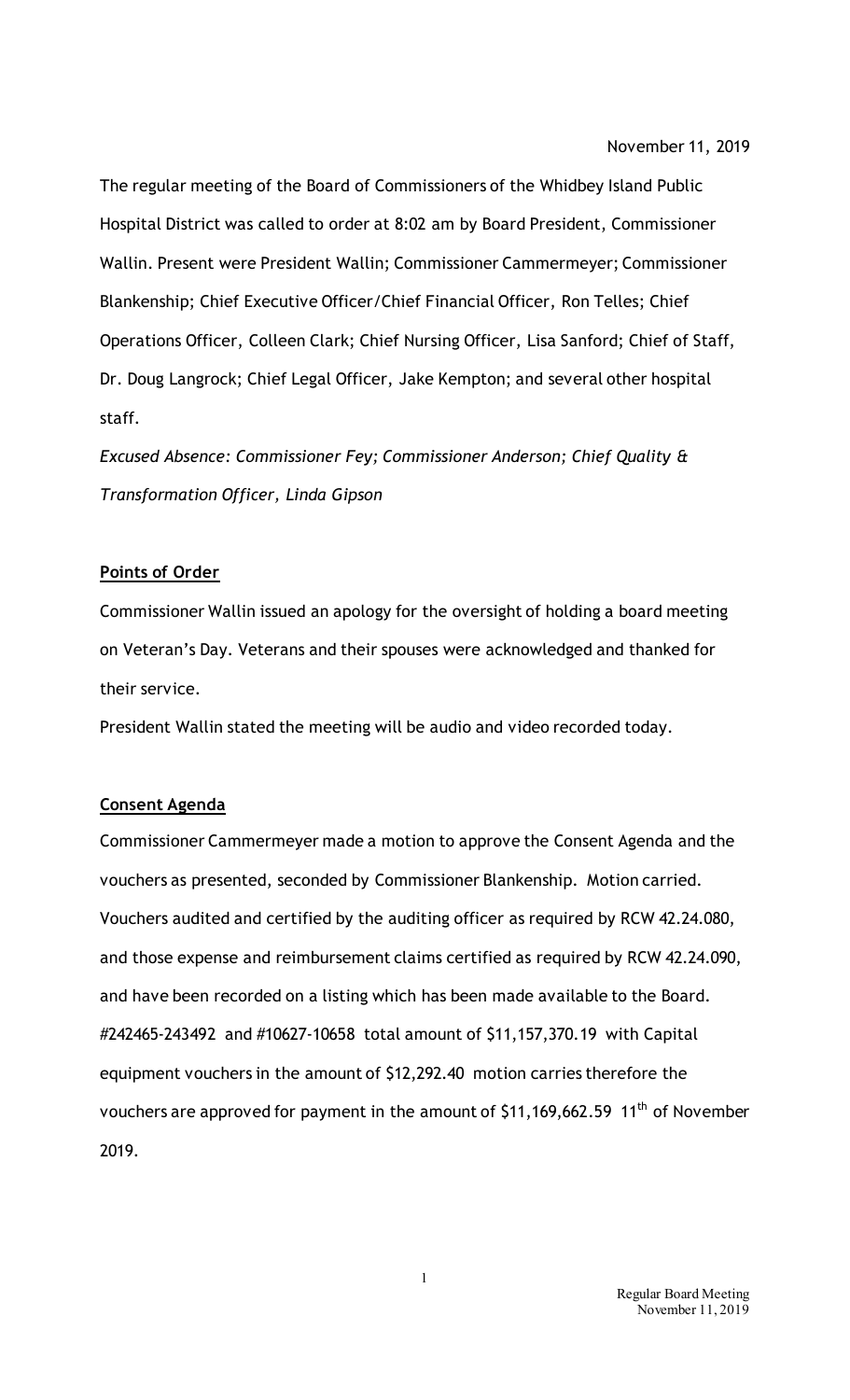November 11, 2019

The regular meeting of the Board of Commissioners of the Whidbey Island Public Hospital District was called to order at 8:02 am by Board President, Commissioner Wallin. Present were President Wallin; Commissioner Cammermeyer; Commissioner Blankenship; Chief Executive Officer/Chief Financial Officer, Ron Telles; Chief Operations Officer, Colleen Clark; Chief Nursing Officer, Lisa Sanford; Chief of Staff, Dr. Doug Langrock; Chief Legal Officer, Jake Kempton; and several other hospital staff.

*Excused Absence: Commissioner Fey; Commissioner Anderson; Chief Quality & Transformation Officer, Linda Gipson*

**Points of Order**

Commissioner Wallin issued an apology for the oversight of holding a board meeting on Veteran's Day. Veterans and their spouses were acknowledged and thanked for their service.

President Wallin stated the meeting will be audio and video recorded today.

**Consent Agenda**

Commissioner Cammermeyer made a motion to approve the Consent Agenda and the vouchers as presented, seconded by Commissioner Blankenship. Motion carried. Vouchers audited and certified by the auditing officer as required by RCW 42.24.080, and those expense and reimbursement claims certified as required by RCW 42.24.090, and have been recorded on a listing which has been made available to the Board. #242465-243492 and #10627-10658 total amount of $11,157,370.19 with Capital equipment vouchers in the amount of $12,292.40 motion carries therefore the vouchers are approved for payment in the amount of $11,169,662.59 11th of November 2019.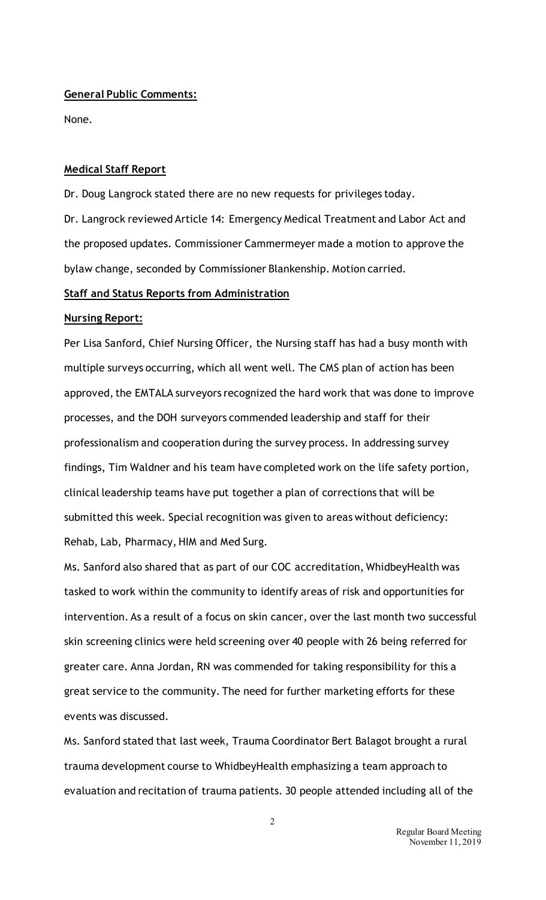**General Public Comments:**

None.

**Medical Staff Report**

Dr. Doug Langrock stated there are no new requests for privileges today.

Dr. Langrock reviewed Article 14: Emergency Medical Treatment and Labor Act and the proposed updates. Commissioner Cammermeyer made a motion to approve the bylaw change, seconded by Commissioner Blankenship. Motion carried.

**Staff and Status Reports from Administration**

**Nursing Report:**

Per Lisa Sanford, Chief Nursing Officer, the Nursing staff has had a busy month with multiple surveys occurring, which all went well. The CMS plan of action has been approved, the EMTALA surveyors recognized the hard work that was done to improve processes, and the DOH surveyors commended leadership and staff for their professionalism and cooperation during the survey process. In addressing survey findings, Tim Waldner and his team have completed work on the life safety portion, clinical leadership teams have put together a plan of corrections that will be submitted this week. Special recognition was given to areas without deficiency: Rehab, Lab, Pharmacy, HIM and Med Surg.

Ms. Sanford also shared that as part of our COC accreditation, WhidbeyHealth was tasked to work within the community to identify areas of risk and opportunities for intervention. As a result of a focus on skin cancer, over the last month two successful skin screening clinics were held screening over 40 people with 26 being referred for greater care. Anna Jordan, RN was commended for taking responsibility for this a great service to the community. The need for further marketing efforts for these events was discussed.

Ms. Sanford stated that last week, Trauma Coordinator Bert Balagot brought a rural trauma development course to WhidbeyHealth emphasizing a team approach to evaluation and recitation of trauma patients. 30 people attended including all of the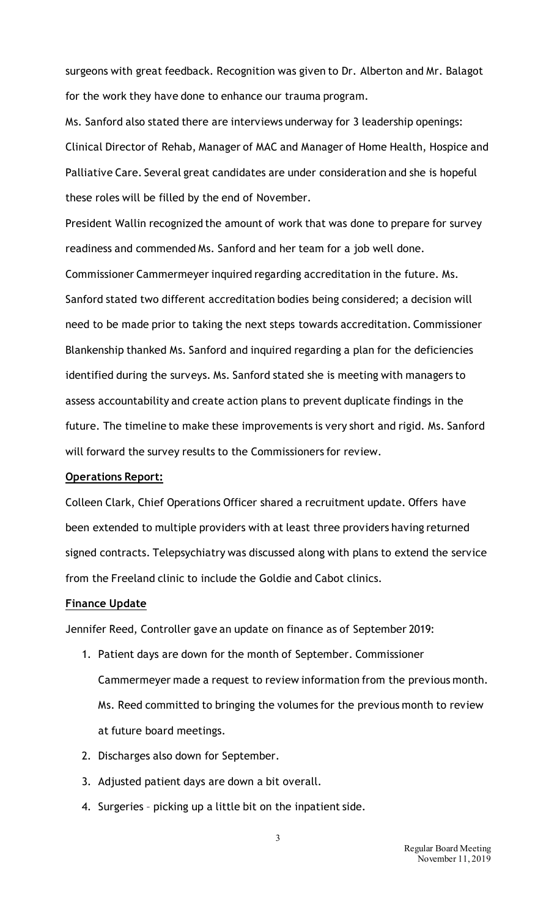surgeons with great feedback. Recognition was given to Dr. Alberton and Mr. Balagot for the work they have done to enhance our trauma program.

Ms. Sanford also stated there are interviews underway for 3 leadership openings: Clinical Director of Rehab, Manager of MAC and Manager of Home Health, Hospice and Palliative Care. Several great candidates are under consideration and she is hopeful these roles will be filled by the end of November.

President Wallin recognized the amount of work that was done to prepare for survey readiness and commended Ms. Sanford and her team for a job well done.

Commissioner Cammermeyer inquired regarding accreditation in the future. Ms. Sanford stated two different accreditation bodies being considered; a decision will need to be made prior to taking the next steps towards accreditation. Commissioner Blankenship thanked Ms. Sanford and inquired regarding a plan for the deficiencies identified during the surveys. Ms. Sanford stated she is meeting with managers to assess accountability and create action plans to prevent duplicate findings in the future. The timeline to make these improvements is very short and rigid. Ms. Sanford will forward the survey results to the Commissioners for review.

**Operations Report:**

Colleen Clark, Chief Operations Officer shared a recruitment update. Offers have been extended to multiple providers with at least three providers having returned signed contracts. Telepsychiatry was discussed along with plans to extend the service from the Freeland clinic to include the Goldie and Cabot clinics.

**Finance Update**

Jennifer Reed, Controller gave an update on finance as of September 2019:

1. Patient days are down for the month of September. Commissioner Cammermeyer made a request to review information from the previous month. Ms. Reed committed to bringing the volumes for the previous month to review at future board meetings.
2. Discharges also down for September.
3. Adjusted patient days are down a bit overall.
4. Surgeries – picking up a little bit on the inpatient side.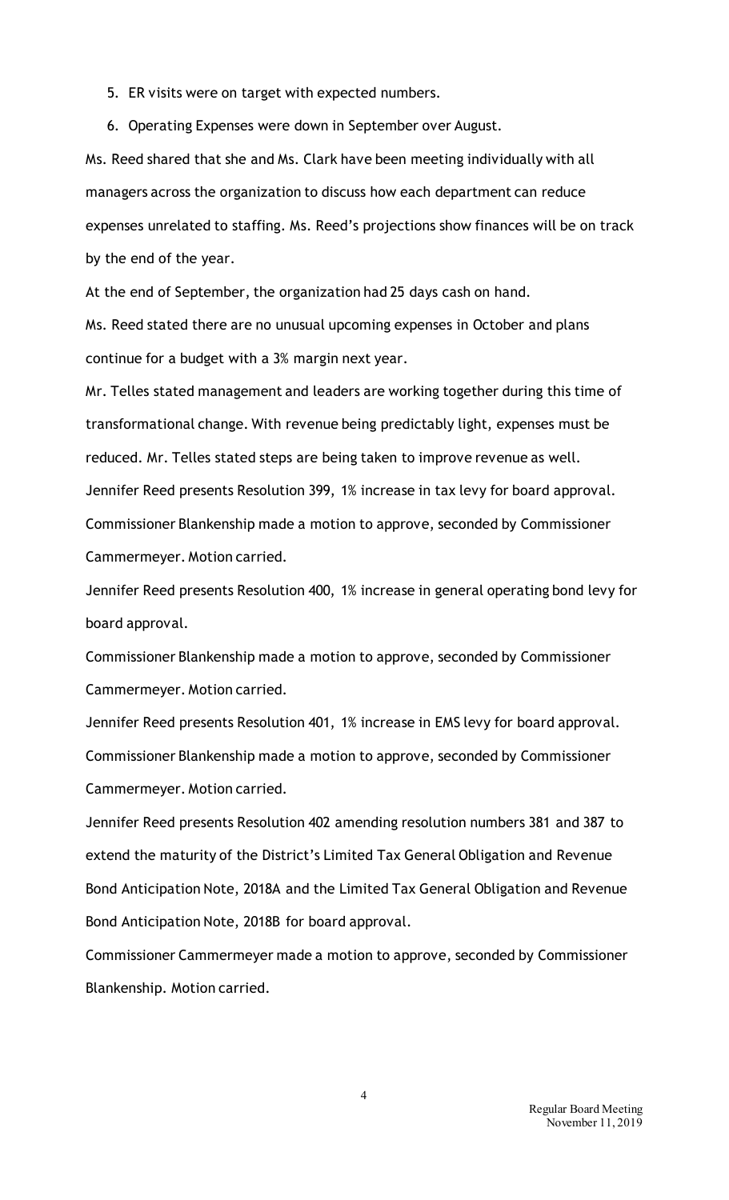5. ER visits were on target with expected numbers.
6. Operating Expenses were down in September over August.

Ms. Reed shared that she and Ms. Clark have been meeting individually with all managers across the organization to discuss how each department can reduce expenses unrelated to staffing. Ms. Reed's projections show finances will be on track by the end of the year.

At the end of September, the organization had 25 days cash on hand.

Ms. Reed stated there are no unusual upcoming expenses in October and plans continue for a budget with a 3% margin next year.

Mr. Telles stated management and leaders are working together during this time of transformational change. With revenue being predictably light, expenses must be reduced. Mr. Telles stated steps are being taken to improve revenue as well.

Jennifer Reed presents Resolution 399, 1% increase in tax levy for board approval.

Commissioner Blankenship made a motion to approve, seconded by Commissioner Cammermeyer. Motion carried.

Jennifer Reed presents Resolution 400, 1% increase in general operating bond levy for board approval.

Commissioner Blankenship made a motion to approve, seconded by Commissioner Cammermeyer. Motion carried.

Jennifer Reed presents Resolution 401, 1% increase in EMS levy for board approval.

Commissioner Blankenship made a motion to approve, seconded by Commissioner Cammermeyer. Motion carried.

Jennifer Reed presents Resolution 402 amending resolution numbers 381 and 387 to extend the maturity of the District's Limited Tax General Obligation and Revenue Bond Anticipation Note, 2018A and the Limited Tax General Obligation and Revenue Bond Anticipation Note, 2018B for board approval.

Commissioner Cammermeyer made a motion to approve, seconded by Commissioner Blankenship. Motion carried.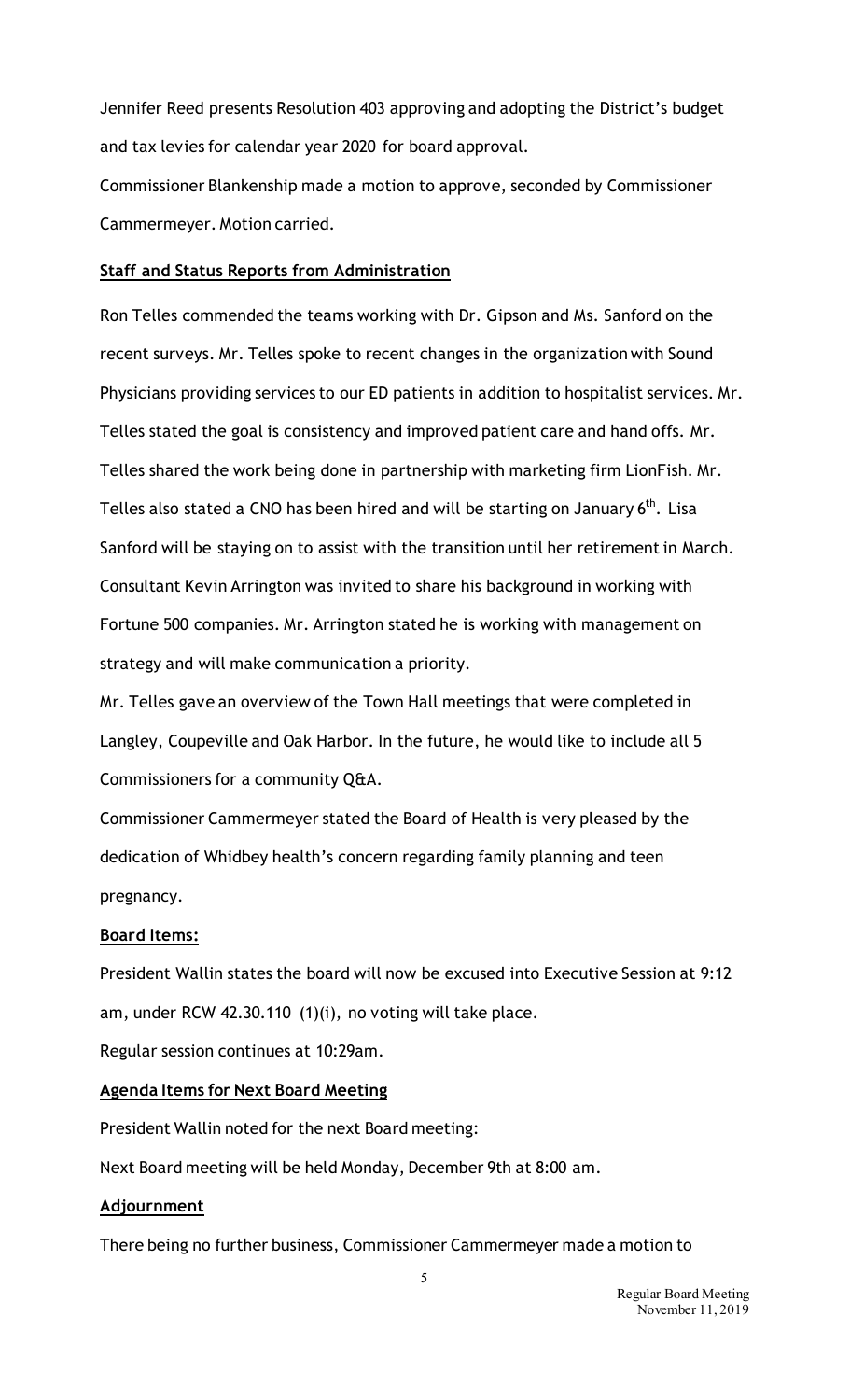Jennifer Reed presents Resolution 403 approving and adopting the District's budget and tax levies for calendar year 2020 for board approval.

Commissioner Blankenship made a motion to approve, seconded by Commissioner Cammermeyer. Motion carried.

**Staff and Status Reports from Administration**

Ron Telles commended the teams working with Dr. Gipson and Ms. Sanford on the recent surveys. Mr. Telles spoke to recent changes in the organization with Sound Physicians providing services to our ED patients in addition to hospitalist services. Mr. Telles stated the goal is consistency and improved patient care and hand offs. Mr. Telles shared the work being done in partnership with marketing firm LionFish. Mr. Telles also stated a CNO has been hired and will be starting on January 6th. Lisa Sanford will be staying on to assist with the transition until her retirement in March. Consultant Kevin Arrington was invited to share his background in working with Fortune 500 companies. Mr. Arrington stated he is working with management on strategy and will make communication a priority.

Mr. Telles gave an overview of the Town Hall meetings that were completed in Langley, Coupeville and Oak Harbor. In the future, he would like to include all 5 Commissioners for a community Q&A.

Commissioner Cammermeyer stated the Board of Health is very pleased by the dedication of Whidbey health's concern regarding family planning and teen pregnancy.

**Board Items:**

President Wallin states the board will now be excused into Executive Session at 9:12 am, under RCW 42.30.110 (1)(i), no voting will take place.

Regular session continues at 10:29am.

**Agenda Items for Next Board Meeting**

President Wallin noted for the next Board meeting:

Next Board meeting will be held Monday, December 9th at 8:00 am.

**Adjournment**

There being no further business, Commissioner Cammermeyer made a motion to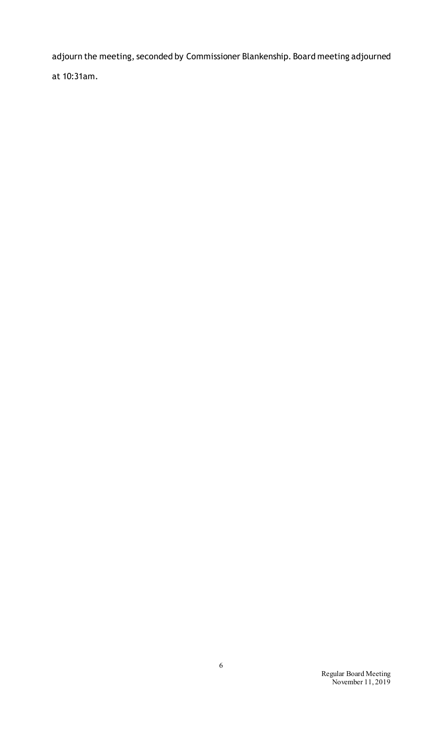adjourn the meeting, seconded by Commissioner Blankenship. Board meeting adjourned at 10:31am.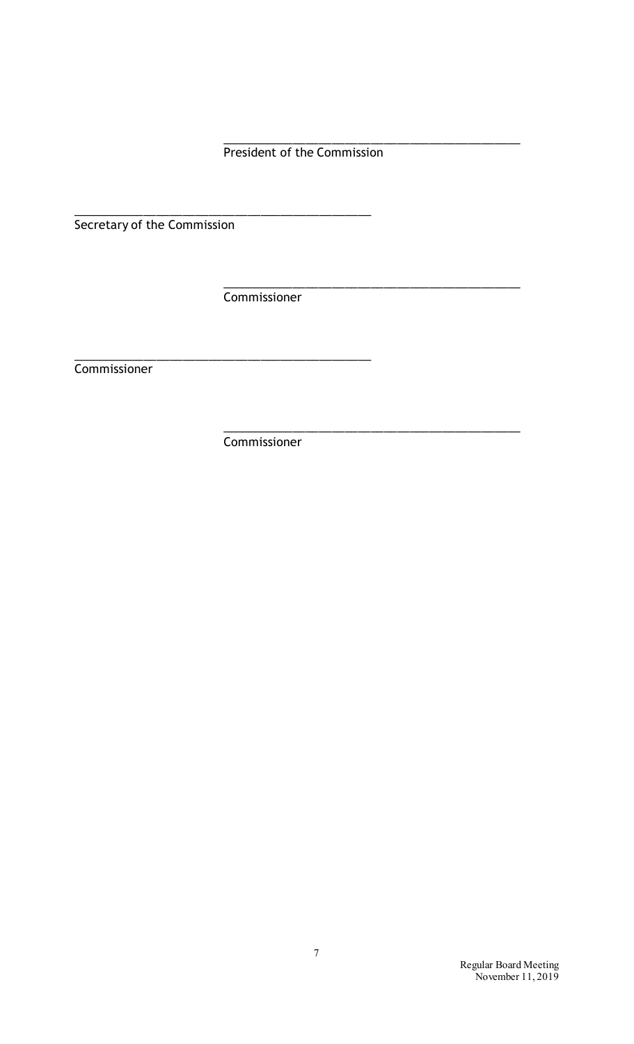\_\_\_\_\_\_\_\_\_\_\_\_\_\_\_\_\_\_\_\_\_\_\_\_\_\_\_\_\_\_\_\_\_\_\_\_\_\_\_\_\_\_\_\_
President of the Commission

\_\_\_\_\_\_\_\_\_\_\_\_\_\_\_\_\_\_\_\_\_\_\_\_\_\_\_\_\_\_\_\_\_\_\_\_\_\_\_\_\_\_\_\_
Secretary of the Commission

\_\_\_\_\_\_\_\_\_\_\_\_\_\_\_\_\_\_\_\_\_\_\_\_\_\_\_\_\_\_\_\_\_\_\_\_\_\_\_\_\_\_\_\_
Commissioner

\_\_\_\_\_\_\_\_\_\_\_\_\_\_\_\_\_\_\_\_\_\_\_\_\_\_\_\_\_\_\_\_\_\_\_\_\_\_\_\_\_\_\_\_
Commissioner

\_\_\_\_\_\_\_\_\_\_\_\_\_\_\_\_\_\_\_\_\_\_\_\_\_\_\_\_\_\_\_\_\_\_\_\_\_\_\_\_\_\_\_\_
Commissioner